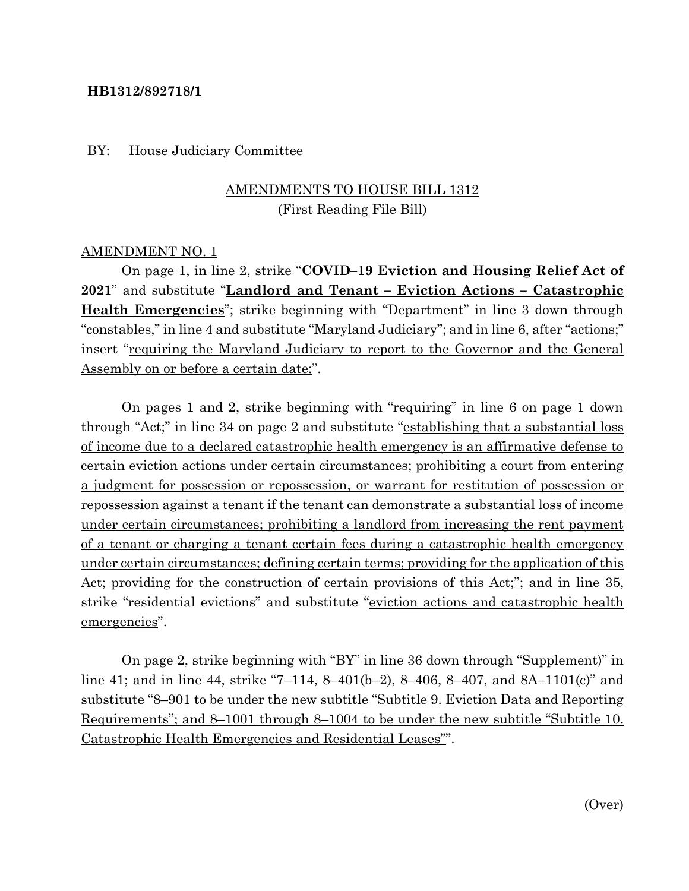**HB1312/892718/1**

BY: House Judiciary Committee

AMENDMENTS TO HOUSE BILL 1312
(First Reading File Bill)

AMENDMENT NO. 1

On page 1, in line 2, strike "**COVID–19 Eviction and Housing Relief Act of 2021**" and substitute "**Landlord and Tenant – Eviction Actions – Catastrophic Health Emergencies**"; strike beginning with "Department" in line 3 down through "constables," in line 4 and substitute "Maryland Judiciary"; and in line 6, after "actions;" insert "requiring the Maryland Judiciary to report to the Governor and the General Assembly on or before a certain date;".

On pages 1 and 2, strike beginning with "requiring" in line 6 on page 1 down through "Act;" in line 34 on page 2 and substitute "establishing that a substantial loss of income due to a declared catastrophic health emergency is an affirmative defense to certain eviction actions under certain circumstances; prohibiting a court from entering a judgment for possession or repossession, or warrant for restitution of possession or repossession against a tenant if the tenant can demonstrate a substantial loss of income under certain circumstances; prohibiting a landlord from increasing the rent payment of a tenant or charging a tenant certain fees during a catastrophic health emergency under certain circumstances; defining certain terms; providing for the application of this Act; providing for the construction of certain provisions of this Act;"; and in line 35, strike "residential evictions" and substitute "eviction actions and catastrophic health emergencies".

On page 2, strike beginning with "BY" in line 36 down through "Supplement)" in line 41; and in line 44, strike "7–114, 8–401(b–2), 8–406, 8–407, and 8A–1101(c)" and substitute "8–901 to be under the new subtitle "Subtitle 9. Eviction Data and Reporting Requirements"; and 8–1001 through 8–1004 to be under the new subtitle "Subtitle 10. Catastrophic Health Emergencies and Residential Leases"".

(Over)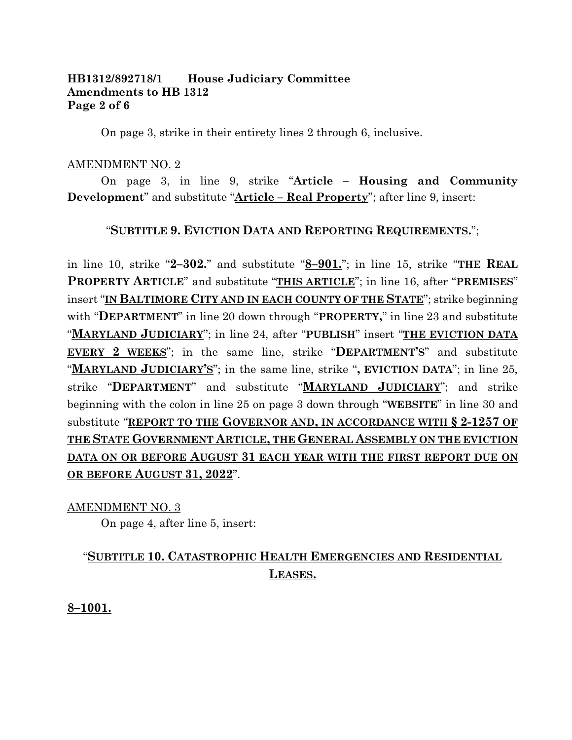On page 3, strike in their entirety lines 2 through 6, inclusive.

AMENDMENT NO. 2

On page 3, in line 9, strike "**Article – Housing and Community Development**" and substitute "**Article – Real Property**"; after line 9, insert:

"**SUBTITLE 9. EVICTION DATA AND REPORTING REQUIREMENTS.**";

in line 10, strike "**2–302.**" and substitute "**8–901.**"; in line 15, strike "**THE REAL PROPERTY ARTICLE**" and substitute "**THIS ARTICLE**"; in line 16, after "**PREMISES**" insert "**IN BALTIMORE CITY AND IN EACH COUNTY OF THE STATE**"; strike beginning with "**DEPARTMENT**" in line 20 down through "**PROPERTY,**" in line 23 and substitute "**MARYLAND JUDICIARY**"; in line 24, after "**PUBLISH**" insert "**THE EVICTION DATA EVERY 2 WEEKS**"; in the same line, strike "**DEPARTMENT'S**" and substitute "**MARYLAND JUDICIARY'S**"; in the same line, strike "**, EVICTION DATA**"; in line 25, strike "**DEPARTMENT**" and substitute "**MARYLAND JUDICIARY**"; and strike beginning with the colon in line 25 on page 3 down through "**WEBSITE**" in line 30 and substitute "**REPORT TO THE GOVERNOR AND, IN ACCORDANCE WITH § 2-1257 OF THE STATE GOVERNMENT ARTICLE, THE GENERAL ASSEMBLY ON THE EVICTION DATA ON OR BEFORE AUGUST 31 EACH YEAR WITH THE FIRST REPORT DUE ON OR BEFORE AUGUST 31, 2022**".

AMENDMENT NO. 3

On page 4, after line 5, insert:

"**SUBTITLE 10. CATASTROPHIC HEALTH EMERGENCIES AND RESIDENTIAL LEASES.**

**8–1001.**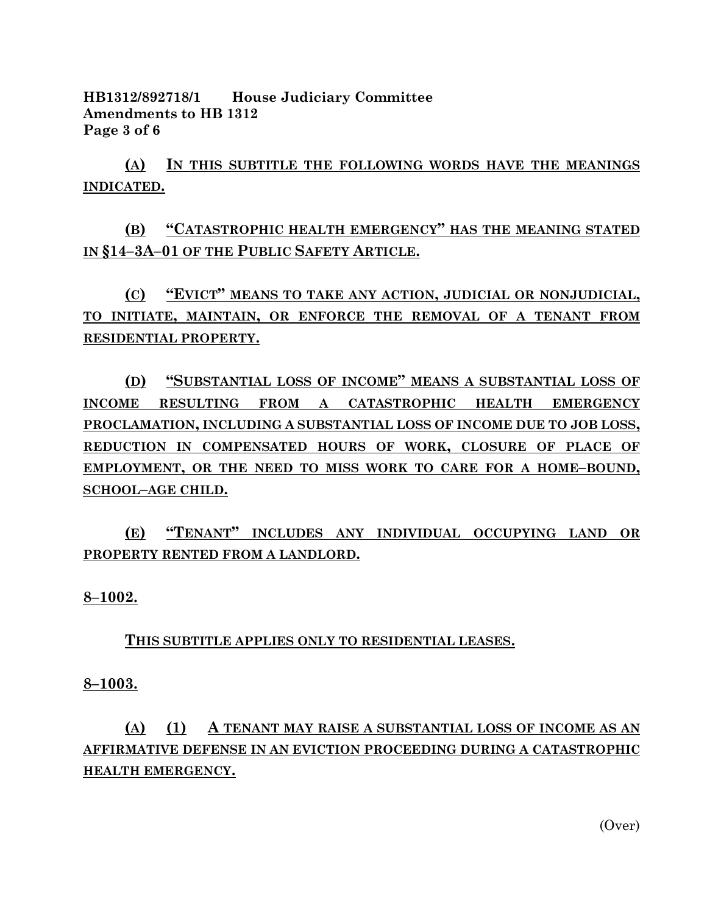**HB1312/892718/1 House Judiciary Committee**
**Amendments to HB 1312**

<u>(A) IN THIS SUBTITLE THE FOLLOWING WORDS HAVE THE MEANINGS INDICATED.</u>

<u>(B) "CATASTROPHIC HEALTH EMERGENCY" HAS THE MEANING STATED IN §14–3A–01 OF THE PUBLIC SAFETY ARTICLE.</u>

<u>(C) "EVICT" MEANS TO TAKE ANY ACTION, JUDICIAL OR NONJUDICIAL, TO INITIATE, MAINTAIN, OR ENFORCE THE REMOVAL OF A TENANT FROM RESIDENTIAL PROPERTY.</u>

<u>(D) "SUBSTANTIAL LOSS OF INCOME" MEANS A SUBSTANTIAL LOSS OF INCOME RESULTING FROM A CATASTROPHIC HEALTH EMERGENCY PROCLAMATION, INCLUDING A SUBSTANTIAL LOSS OF INCOME DUE TO JOB LOSS, REDUCTION IN COMPENSATED HOURS OF WORK, CLOSURE OF PLACE OF EMPLOYMENT, OR THE NEED TO MISS WORK TO CARE FOR A HOME–BOUND, SCHOOL–AGE CHILD.</u>

<u>(E) "TENANT" INCLUDES ANY INDIVIDUAL OCCUPYING LAND OR PROPERTY RENTED FROM A LANDLORD.</u>

<u>**8–1002.**</u>

<u>THIS SUBTITLE APPLIES ONLY TO RESIDENTIAL LEASES.</u>

<u>**8–1003.**</u>

<u>(A) (1) A TENANT MAY RAISE A SUBSTANTIAL LOSS OF INCOME AS AN AFFIRMATIVE DEFENSE IN AN EVICTION PROCEEDING DURING A CATASTROPHIC HEALTH EMERGENCY.</u>

(Over)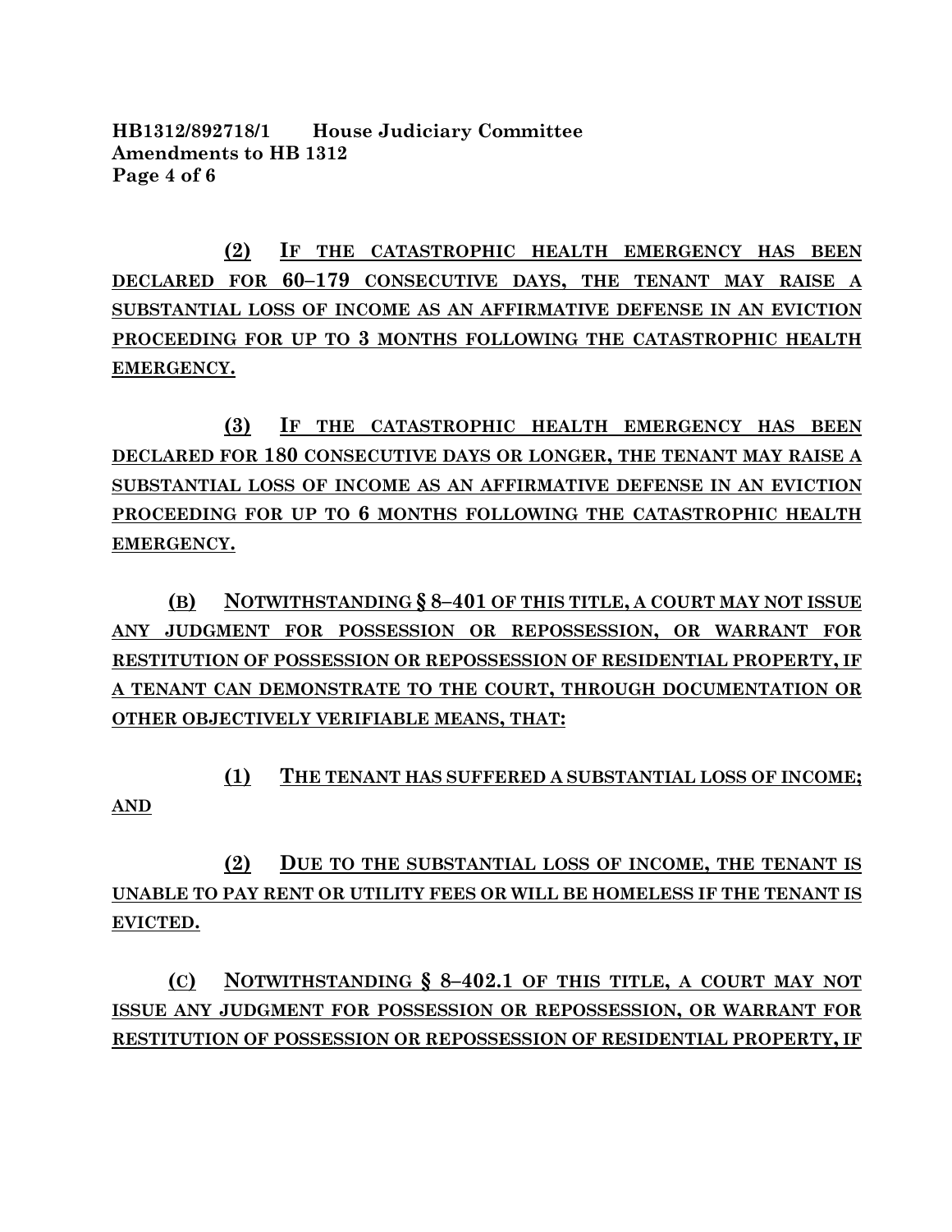**(2) IF THE CATASTROPHIC HEALTH EMERGENCY HAS BEEN DECLARED FOR 60–179 CONSECUTIVE DAYS, THE TENANT MAY RAISE A SUBSTANTIAL LOSS OF INCOME AS AN AFFIRMATIVE DEFENSE IN AN EVICTION PROCEEDING FOR UP TO 3 MONTHS FOLLOWING THE CATASTROPHIC HEALTH EMERGENCY.**

**(3) IF THE CATASTROPHIC HEALTH EMERGENCY HAS BEEN DECLARED FOR 180 CONSECUTIVE DAYS OR LONGER, THE TENANT MAY RAISE A SUBSTANTIAL LOSS OF INCOME AS AN AFFIRMATIVE DEFENSE IN AN EVICTION PROCEEDING FOR UP TO 6 MONTHS FOLLOWING THE CATASTROPHIC HEALTH EMERGENCY.**

**(B) NOTWITHSTANDING § 8–401 OF THIS TITLE, A COURT MAY NOT ISSUE ANY JUDGMENT FOR POSSESSION OR REPOSSESSION, OR WARRANT FOR RESTITUTION OF POSSESSION OR REPOSSESSION OF RESIDENTIAL PROPERTY, IF A TENANT CAN DEMONSTRATE TO THE COURT, THROUGH DOCUMENTATION OR OTHER OBJECTIVELY VERIFIABLE MEANS, THAT:**

**(1) THE TENANT HAS SUFFERED A SUBSTANTIAL LOSS OF INCOME; AND**

**(2) DUE TO THE SUBSTANTIAL LOSS OF INCOME, THE TENANT IS UNABLE TO PAY RENT OR UTILITY FEES OR WILL BE HOMELESS IF THE TENANT IS EVICTED.**

**(C) NOTWITHSTANDING § 8–402.1 OF THIS TITLE, A COURT MAY NOT ISSUE ANY JUDGMENT FOR POSSESSION OR REPOSSESSION, OR WARRANT FOR RESTITUTION OF POSSESSION OR REPOSSESSION OF RESIDENTIAL PROPERTY, IF**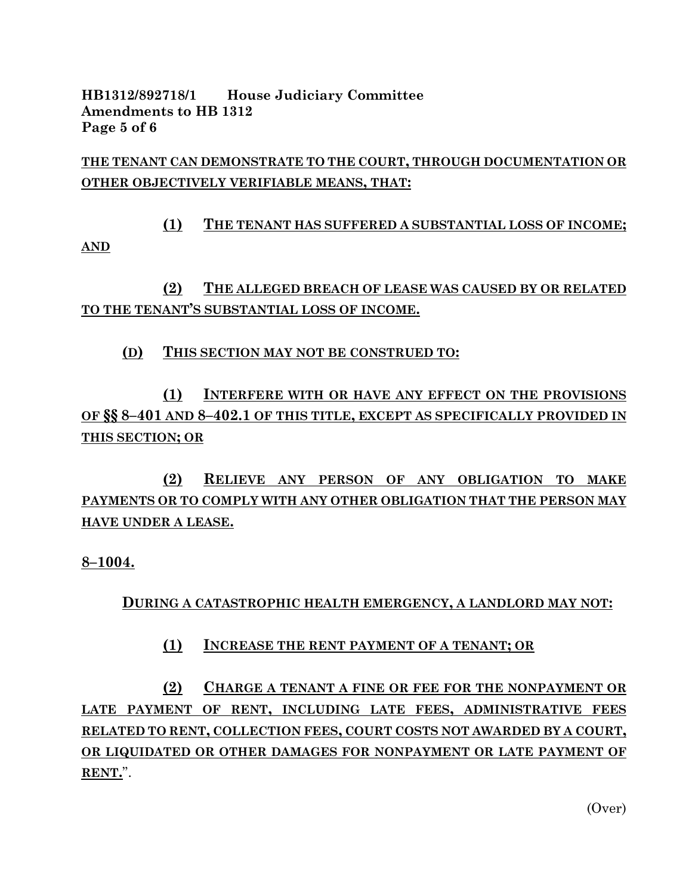**THE TENANT CAN DEMONSTRATE TO THE COURT, THROUGH DOCUMENTATION OR OTHER OBJECTIVELY VERIFIABLE MEANS, THAT:**

**(1) THE TENANT HAS SUFFERED A SUBSTANTIAL LOSS OF INCOME; AND**

**(2) THE ALLEGED BREACH OF LEASE WAS CAUSED BY OR RELATED TO THE TENANT'S SUBSTANTIAL LOSS OF INCOME.**

**(D) THIS SECTION MAY NOT BE CONSTRUED TO:**

**(1) INTERFERE WITH OR HAVE ANY EFFECT ON THE PROVISIONS OF §§ 8–401 AND 8–402.1 OF THIS TITLE, EXCEPT AS SPECIFICALLY PROVIDED IN THIS SECTION; OR**

**(2) RELIEVE ANY PERSON OF ANY OBLIGATION TO MAKE PAYMENTS OR TO COMPLY WITH ANY OTHER OBLIGATION THAT THE PERSON MAY HAVE UNDER A LEASE.**

**8–1004.**

**DURING A CATASTROPHIC HEALTH EMERGENCY, A LANDLORD MAY NOT:**

**(1) INCREASE THE RENT PAYMENT OF A TENANT; OR**

**(2) CHARGE A TENANT A FINE OR FEE FOR THE NONPAYMENT OR LATE PAYMENT OF RENT, INCLUDING LATE FEES, ADMINISTRATIVE FEES RELATED TO RENT, COLLECTION FEES, COURT COSTS NOT AWARDED BY A COURT, OR LIQUIDATED OR OTHER DAMAGES FOR NONPAYMENT OR LATE PAYMENT OF RENT.**".

(Over)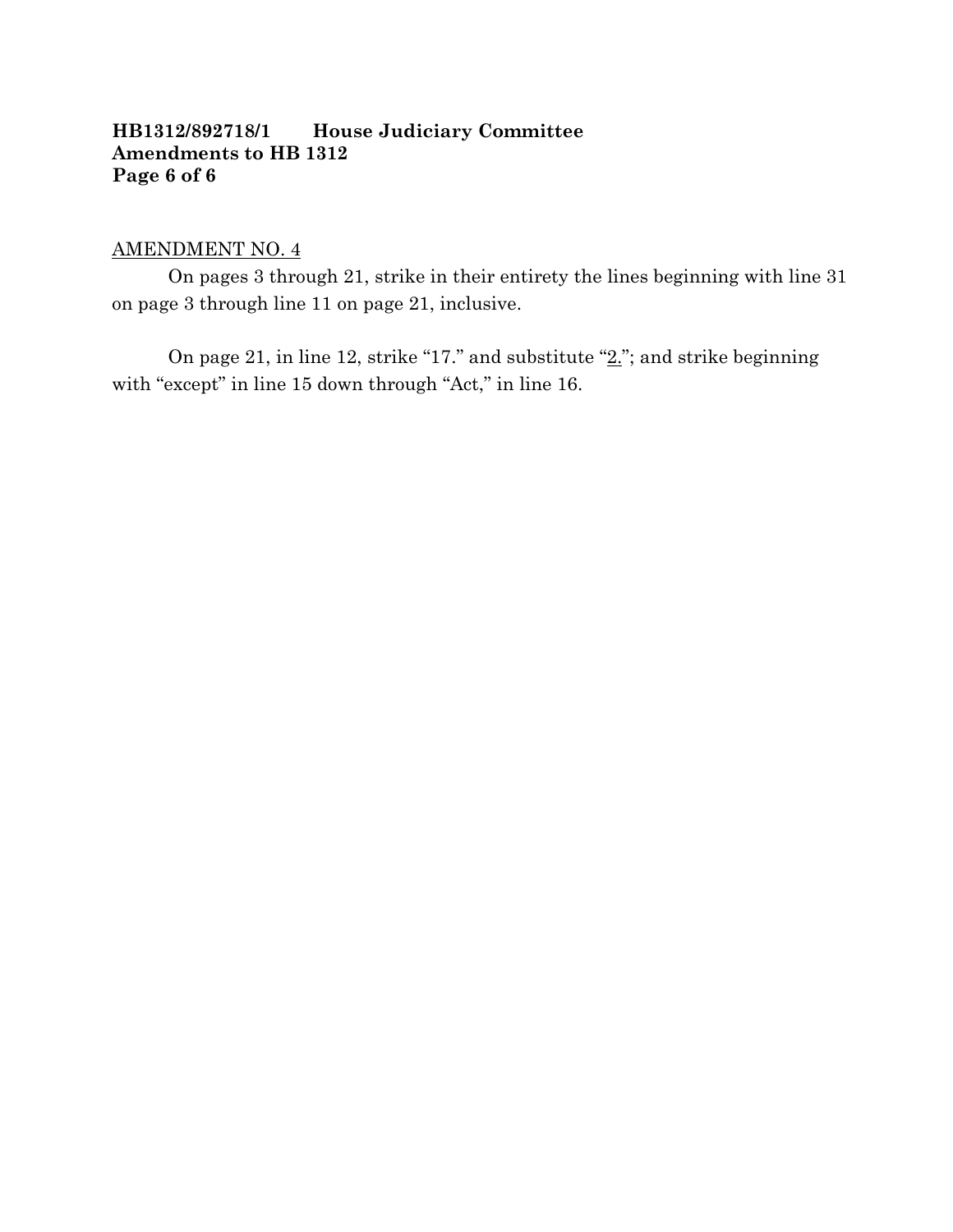<u>AMENDMENT NO. 4</u>

On pages 3 through 21, strike in their entirety the lines beginning with line 31 on page 3 through line 11 on page 21, inclusive.

On page 21, in line 12, strike "17." and substitute "<u>2.</u>"; and strike beginning with "except" in line 15 down through "Act," in line 16.